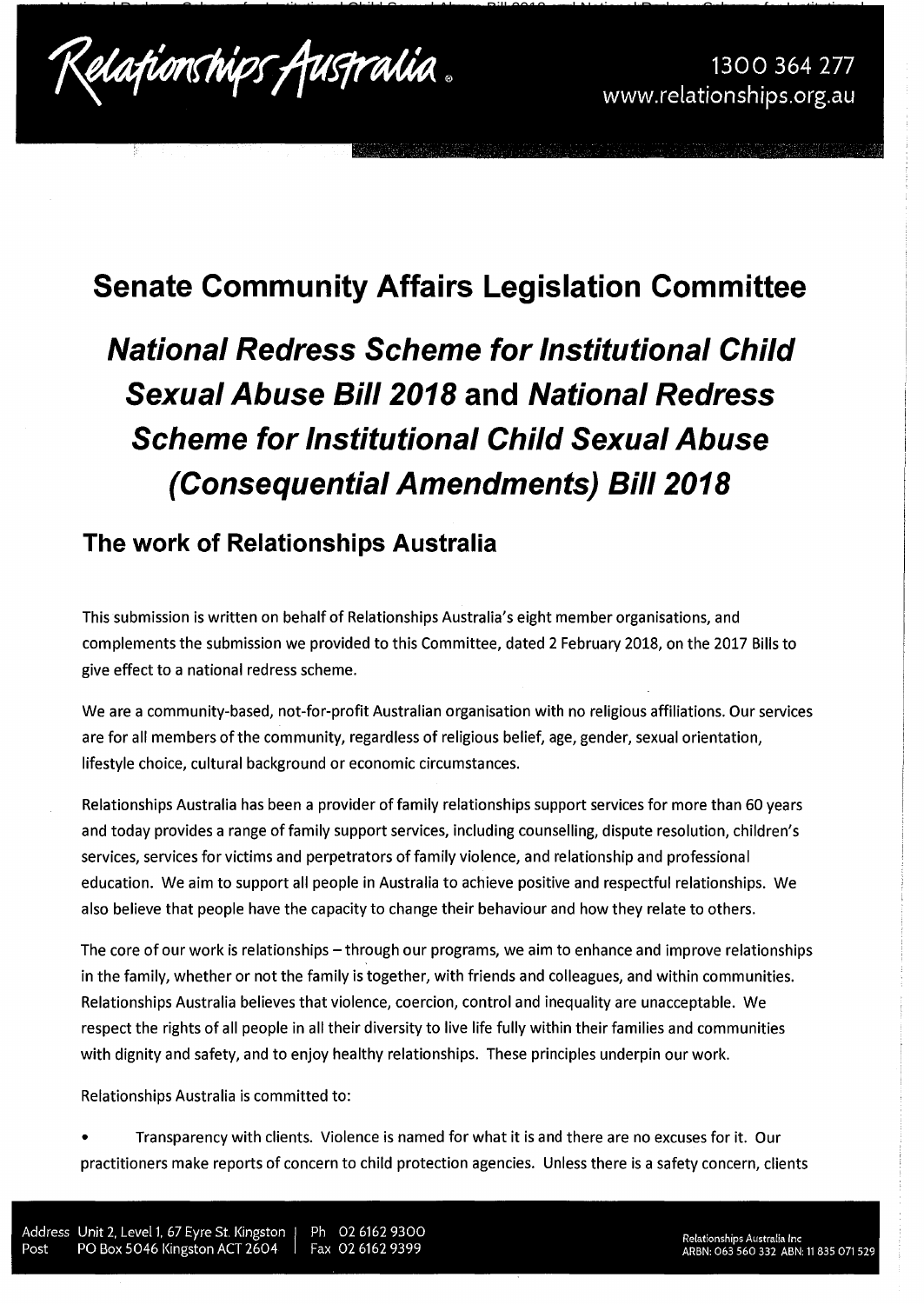# Senate Community Affairs Legislation Committee

# *National Redress Scheme for Institutional Child Sexual Abuse Bill 2018* and *National Redress Scheme for Institutional Child Sexual Abuse (Consequential Amendments) Bill 2018*

## The work of Relationships Australia

This submission is written on behalf of Relationships Australia's eight member organisations, and complements the submission we provided to this Committee, dated 2 February 2018, on the 2017 Bills to give effect to a national redress scheme.

We are a community-based, not-for-profit Australian organisation with no religious affiliations. Our services are for all members of the community, regardless of religious belief, age, gender, sexual orientation, lifestyle choice, cultural background or economic circumstances.

Relationships Australia has been a provider of family relationships support services for more than 60 years and today provides a range of family support services, including counselling, dispute resolution, children's services, services for victims and perpetrators of family violence, and relationship and professional education. We aim to support all people in Australia to achieve positive and respectful relationships. We also believe that people have the capacity to change their behaviour and how they relate to others.

The core of our work is relationships – through our programs, we aim to enhance and improve relationships in the family, whether or not the family is together, with friends and colleagues, and within communities. Relationships Australia believes that violence, coercion, control and inequality are unacceptable. We respect the rights of all people in all their diversity to live life fully within their families and communities with dignity and safety, and to enjoy healthy relationships. These principles underpin our work.

Relationships Australia is committed to:

- Transparency with clients. Violence is named for what it is and there are no excuses for it. Our practitioners make reports of concern to child protection agencies. Unless there is a safety concern, clients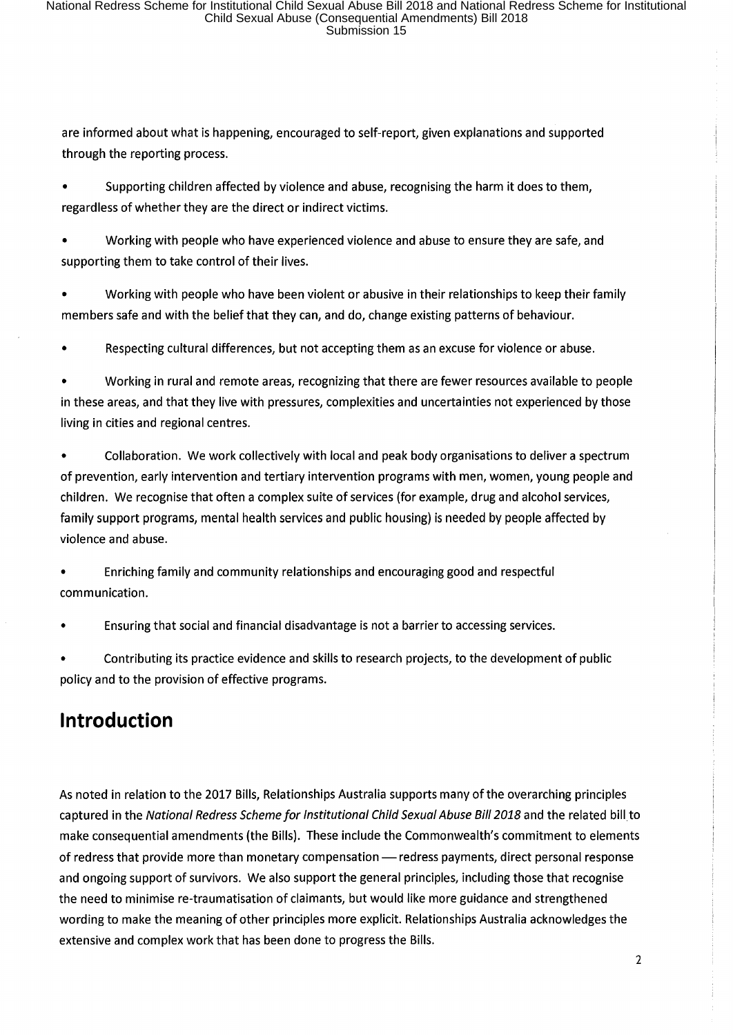are informed about what is happening, encouraged to self-report, given explanations and supported through the reporting process.

- Supporting children affected by violence and abuse, recognising the harm it does to them, regardless of whether they are the direct or indirect victims.
- Working with people who have experienced violence and abuse to ensure they are safe, and supporting them to take control of their lives.
- Working with people who have been violent or abusive in their relationships to keep their family members safe and with the belief that they can, and do, change existing patterns of behaviour.
- Respecting cultural differences, but not accepting them as an excuse for violence or abuse.
- Working in rural and remote areas, recognizing that there are fewer resources available to people in these areas, and that they live with pressures, complexities and uncertainties not experienced by those living in cities and regional centres.
- Collaboration. We work collectively with local and peak body organisations to deliver a spectrum of prevention, early intervention and tertiary intervention programs with men, women, young people and children. We recognise that often a complex suite of services (for example, drug and alcohol services, family support programs, mental health services and public housing) is needed by people affected by violence and abuse.
- Enriching family and community relationships and encouraging good and respectful communication.
- Ensuring that social and financial disadvantage is not a barrier to accessing services.
- Contributing its practice evidence and skills to research projects, to the development of public policy and to the provision of effective programs.

## Introduction

As noted in relation to the 2017 Bills, Relationships Australia supports many of the overarching principles captured in the *National Redress Scheme for Institutional Child Sexual Abuse Bill 2018* and the related bill to make consequential amendments (the Bills). These include the Commonwealth's commitment to elements of redress that provide more than monetary compensation — redress payments, direct personal response and ongoing support of survivors. We also support the general principles, including those that recognise the need to minimise re-traumatisation of claimants, but would like more guidance and strengthened wording to make the meaning of other principles more explicit. Relationships Australia acknowledges the extensive and complex work that has been done to progress the Bills.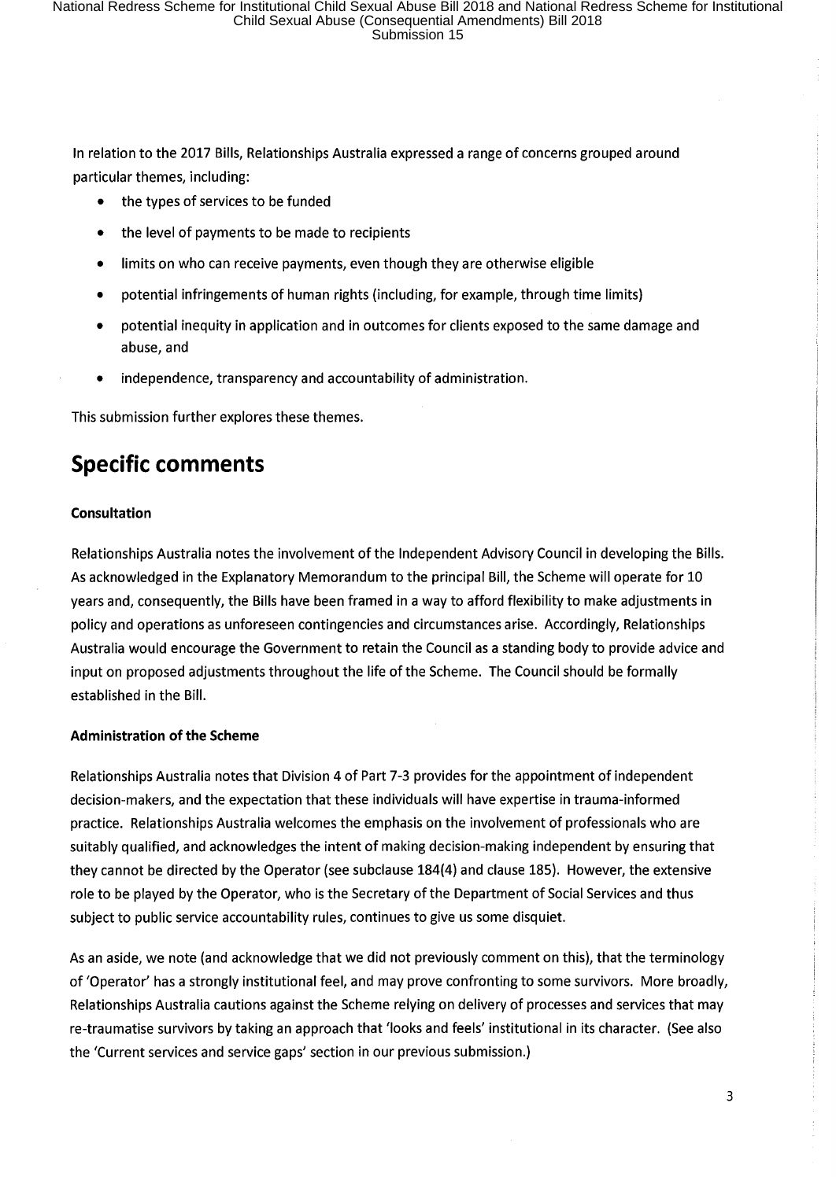In relation to the 2017 Bills, Relationships Australia expressed a range of concerns grouped around particular themes, including:

- the types of services to be funded
- the level of payments to be made to recipients
- limits on who can receive payments, even though they are otherwise eligible
- potential infringements of human rights (including, for example, through time limits)
- potential inequity in application and in outcomes for clients exposed to the same damage and abuse, and
- independence, transparency and accountability of administration.

This submission further explores these themes.

# Specific comments

**Consultation**

Relationships Australia notes the involvement of the Independent Advisory Council in developing the Bills. As acknowledged in the Explanatory Memorandum to the principal Bill, the Scheme will operate for 10 years and, consequently, the Bills have been framed in a way to afford flexibility to make adjustments in policy and operations as unforeseen contingencies and circumstances arise. Accordingly, Relationships Australia would encourage the Government to retain the Council as a standing body to provide advice and input on proposed adjustments throughout the life of the Scheme. The Council should be formally established in the Bill.

**Administration of the Scheme**

Relationships Australia notes that Division 4 of Part 7-3 provides for the appointment of independent decision-makers, and the expectation that these individuals will have expertise in trauma-informed practice. Relationships Australia welcomes the emphasis on the involvement of professionals who are suitably qualified, and acknowledges the intent of making decision-making independent by ensuring that they cannot be directed by the Operator (see subclause 184(4) and clause 185). However, the extensive role to be played by the Operator, who is the Secretary of the Department of Social Services and thus subject to public service accountability rules, continues to give us some disquiet.

As an aside, we note (and acknowledge that we did not previously comment on this), that the terminology of 'Operator' has a strongly institutional feel, and may prove confronting to some survivors. More broadly, Relationships Australia cautions against the Scheme relying on delivery of processes and services that may re-traumatise survivors by taking an approach that 'looks and feels' institutional in its character. (See also the 'Current services and service gaps' section in our previous submission.)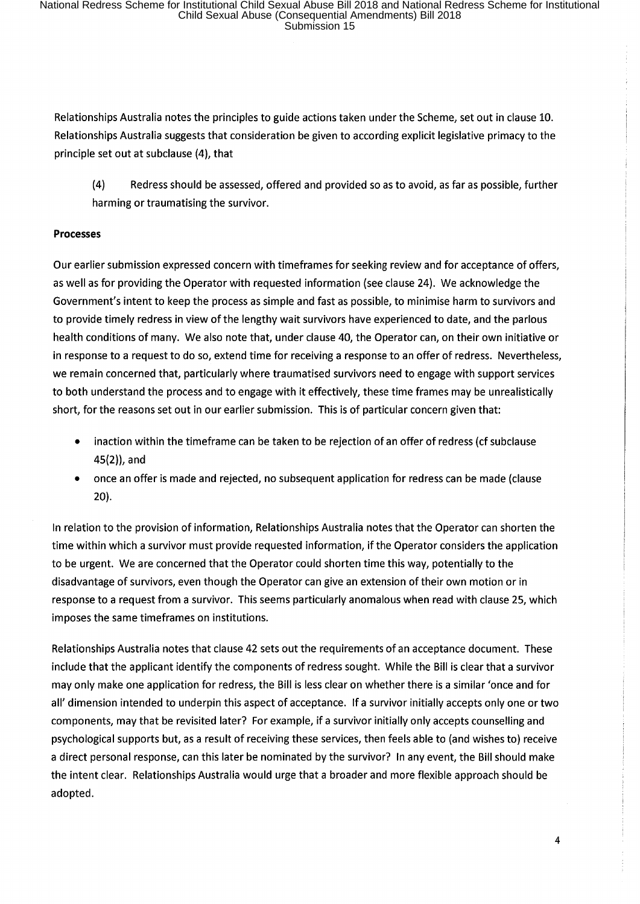Relationships Australia notes the principles to guide actions taken under the Scheme, set out in clause 10. Relationships Australia suggests that consideration be given to according explicit legislative primacy to the principle set out at subclause (4), that

> (4) Redress should be assessed, offered and provided so as to avoid, as far as possible, further harming or traumatising the survivor.

**Processes**

Our earlier submission expressed concern with timeframes for seeking review and for acceptance of offers, as well as for providing the Operator with requested information (see clause 24). We acknowledge the Government's intent to keep the process as simple and fast as possible, to minimise harm to survivors and to provide timely redress in view of the lengthy wait survivors have experienced to date, and the parlous health conditions of many. We also note that, under clause 40, the Operator can, on their own initiative or in response to a request to do so, extend time for receiving a response to an offer of redress. Nevertheless, we remain concerned that, particularly where traumatised survivors need to engage with support services to both understand the process and to engage with it effectively, these time frames may be unrealistically short, for the reasons set out in our earlier submission. This is of particular concern given that:

- inaction within the timeframe can be taken to be rejection of an offer of redress (cf subclause 45(2)), and
- once an offer is made and rejected, no subsequent application for redress can be made (clause 20).

In relation to the provision of information, Relationships Australia notes that the Operator can shorten the time within which a survivor must provide requested information, if the Operator considers the application to be urgent. We are concerned that the Operator could shorten time this way, potentially to the disadvantage of survivors, even though the Operator can give an extension of their own motion or in response to a request from a survivor. This seems particularly anomalous when read with clause 25, which imposes the same timeframes on institutions.

Relationships Australia notes that clause 42 sets out the requirements of an acceptance document. These include that the applicant identify the components of redress sought. While the Bill is clear that a survivor may only make one application for redress, the Bill is less clear on whether there is a similar 'once and for all' dimension intended to underpin this aspect of acceptance. If a survivor initially accepts only one or two components, may that be revisited later? For example, if a survivor initially only accepts counselling and psychological supports but, as a result of receiving these services, then feels able to (and wishes to) receive a direct personal response, can this later be nominated by the survivor? In any event, the Bill should make the intent clear. Relationships Australia would urge that a broader and more flexible approach should be adopted.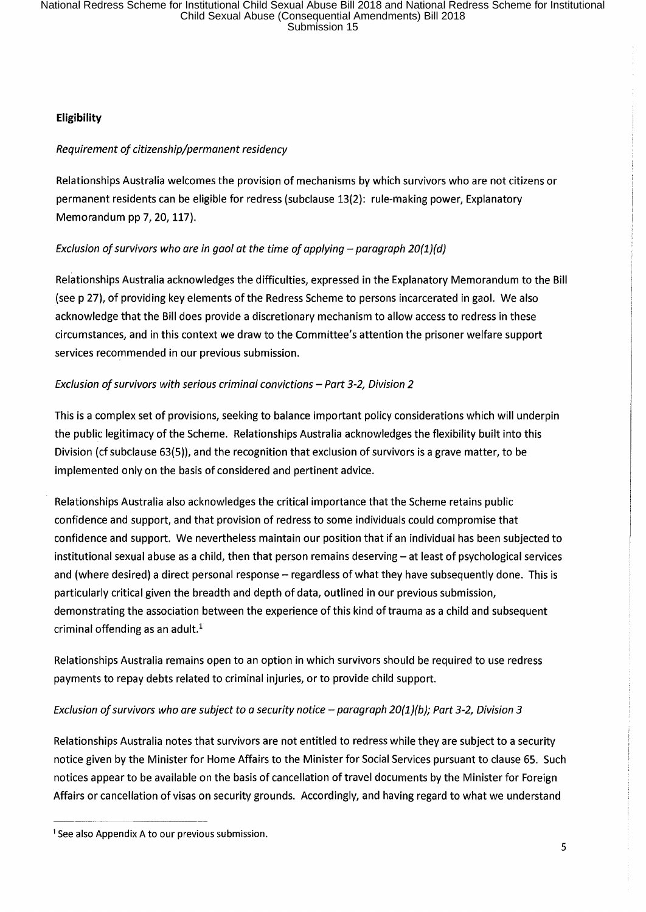**Eligibility**

*Requirement of citizenship/permanent residency*

Relationships Australia welcomes the provision of mechanisms by which survivors who are not citizens or permanent residents can be eligible for redress (subclause 13(2): rule-making power, Explanatory Memorandum pp 7, 20, 117).

*Exclusion of survivors who are in gaol at the time of applying – paragraph 20(1)(d)*

Relationships Australia acknowledges the difficulties, expressed in the Explanatory Memorandum to the Bill (see p 27), of providing key elements of the Redress Scheme to persons incarcerated in gaol. We also acknowledge that the Bill does provide a discretionary mechanism to allow access to redress in these circumstances, and in this context we draw to the Committee's attention the prisoner welfare support services recommended in our previous submission.

*Exclusion of survivors with serious criminal convictions – Part 3-2, Division 2*

This is a complex set of provisions, seeking to balance important policy considerations which will underpin the public legitimacy of the Scheme. Relationships Australia acknowledges the flexibility built into this Division (cf subclause 63(5)), and the recognition that exclusion of survivors is a grave matter, to be implemented only on the basis of considered and pertinent advice.

Relationships Australia also acknowledges the critical importance that the Scheme retains public confidence and support, and that provision of redress to some individuals could compromise that confidence and support. We nevertheless maintain our position that if an individual has been subjected to institutional sexual abuse as a child, then that person remains deserving – at least of psychological services and (where desired) a direct personal response – regardless of what they have subsequently done. This is particularly critical given the breadth and depth of data, outlined in our previous submission, demonstrating the association between the experience of this kind of trauma as a child and subsequent criminal offending as an adult.[1]

Relationships Australia remains open to an option in which survivors should be required to use redress payments to repay debts related to criminal injuries, or to provide child support.

*Exclusion of survivors who are subject to a security notice – paragraph 20(1)(b); Part 3-2, Division 3*

Relationships Australia notes that survivors are not entitled to redress while they are subject to a security notice given by the Minister for Home Affairs to the Minister for Social Services pursuant to clause 65. Such notices appear to be available on the basis of cancellation of travel documents by the Minister for Foreign Affairs or cancellation of visas on security grounds. Accordingly, and having regard to what we understand

---

[1] See also Appendix A to our previous submission.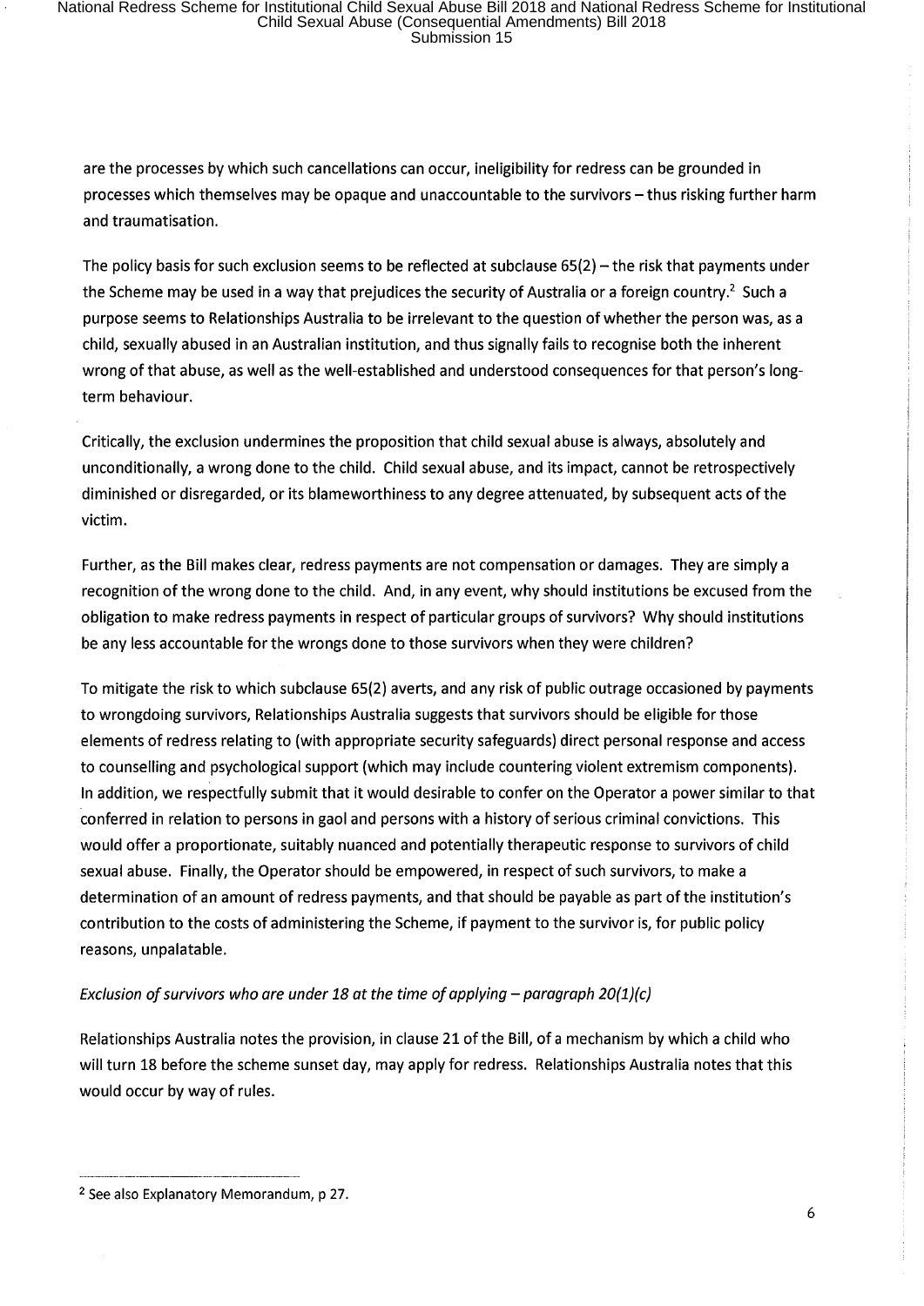are the processes by which such cancellations can occur, ineligibility for redress can be grounded in processes which themselves may be opaque and unaccountable to the survivors – thus risking further harm and traumatisation.

The policy basis for such exclusion seems to be reflected at subclause 65(2) – the risk that payments under the Scheme may be used in a way that prejudices the security of Australia or a foreign country.[2] Such a purpose seems to Relationships Australia to be irrelevant to the question of whether the person was, as a child, sexually abused in an Australian institution, and thus signally fails to recognise both the inherent wrong of that abuse, as well as the well-established and understood consequences for that person's long-term behaviour.

Critically, the exclusion undermines the proposition that child sexual abuse is always, absolutely and unconditionally, a wrong done to the child. Child sexual abuse, and its impact, cannot be retrospectively diminished or disregarded, or its blameworthiness to any degree attenuated, by subsequent acts of the victim.

Further, as the Bill makes clear, redress payments are not compensation or damages. They are simply a recognition of the wrong done to the child. And, in any event, why should institutions be excused from the obligation to make redress payments in respect of particular groups of survivors? Why should institutions be any less accountable for the wrongs done to those survivors when they were children?

To mitigate the risk to which subclause 65(2) averts, and any risk of public outrage occasioned by payments to wrongdoing survivors, Relationships Australia suggests that survivors should be eligible for those elements of redress relating to (with appropriate security safeguards) direct personal response and access to counselling and psychological support (which may include countering violent extremism components). In addition, we respectfully submit that it would desirable to confer on the Operator a power similar to that conferred in relation to persons in gaol and persons with a history of serious criminal convictions. This would offer a proportionate, suitably nuanced and potentially therapeutic response to survivors of child sexual abuse. Finally, the Operator should be empowered, in respect of such survivors, to make a determination of an amount of redress payments, and that should be payable as part of the institution's contribution to the costs of administering the Scheme, if payment to the survivor is, for public policy reasons, unpalatable.

*Exclusion of survivors who are under 18 at the time of applying – paragraph 20(1)(c)*

Relationships Australia notes the provision, in clause 21 of the Bill, of a mechanism by which a child who will turn 18 before the scheme sunset day, may apply for redress. Relationships Australia notes that this would occur by way of rules.

---

[2] See also Explanatory Memorandum, p 27.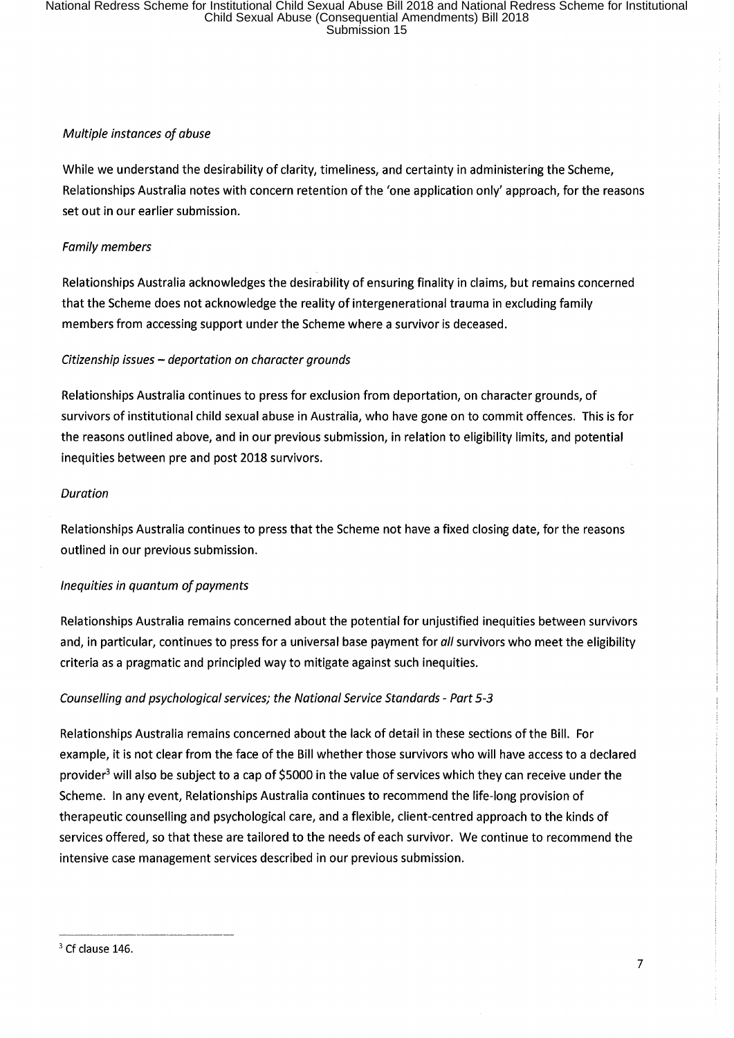*Multiple instances of abuse*

While we understand the desirability of clarity, timeliness, and certainty in administering the Scheme, Relationships Australia notes with concern retention of the 'one application only' approach, for the reasons set out in our earlier submission.

*Family members*

Relationships Australia acknowledges the desirability of ensuring finality in claims, but remains concerned that the Scheme does not acknowledge the reality of intergenerational trauma in excluding family members from accessing support under the Scheme where a survivor is deceased.

*Citizenship issues – deportation on character grounds*

Relationships Australia continues to press for exclusion from deportation, on character grounds, of survivors of institutional child sexual abuse in Australia, who have gone on to commit offences. This is for the reasons outlined above, and in our previous submission, in relation to eligibility limits, and potential inequities between pre and post 2018 survivors.

*Duration*

Relationships Australia continues to press that the Scheme not have a fixed closing date, for the reasons outlined in our previous submission.

*Inequities in quantum of payments*

Relationships Australia remains concerned about the potential for unjustified inequities between survivors and, in particular, continues to press for a universal base payment for *all* survivors who meet the eligibility criteria as a pragmatic and principled way to mitigate against such inequities.

*Counselling and psychological services; the National Service Standards - Part 5-3*

Relationships Australia remains concerned about the lack of detail in these sections of the Bill. For example, it is not clear from the face of the Bill whether those survivors who will have access to a declared provider[3] will also be subject to a cap of $5000 in the value of services which they can receive under the Scheme. In any event, Relationships Australia continues to recommend the life-long provision of therapeutic counselling and psychological care, and a flexible, client-centred approach to the kinds of services offered, so that these are tailored to the needs of each survivor. We continue to recommend the intensive case management services described in our previous submission.

---

[3] Cf clause 146.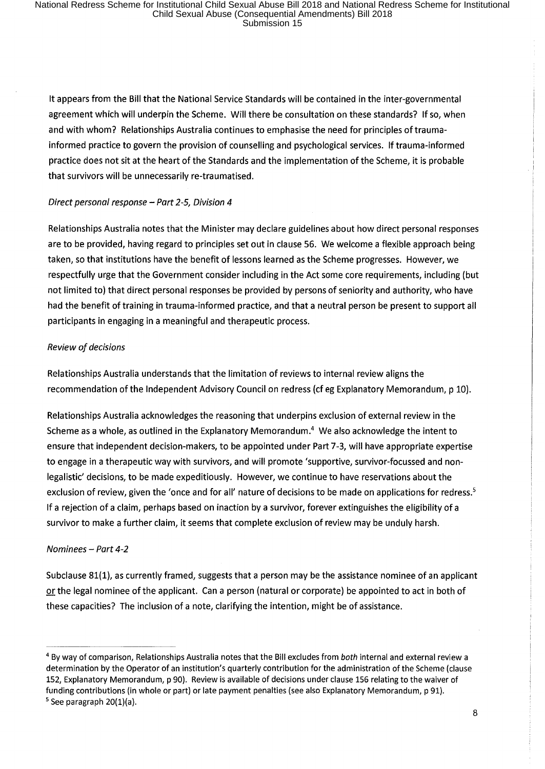It appears from the Bill that the National Service Standards will be contained in the inter-governmental agreement which will underpin the Scheme. Will there be consultation on these standards? If so, when and with whom? Relationships Australia continues to emphasise the need for principles of trauma-informed practice to govern the provision of counselling and psychological services. If trauma-informed practice does not sit at the heart of the Standards and the implementation of the Scheme, it is probable that survivors will be unnecessarily re-traumatised.

*Direct personal response – Part 2-5, Division 4*

Relationships Australia notes that the Minister may declare guidelines about how direct personal responses are to be provided, having regard to principles set out in clause 56. We welcome a flexible approach being taken, so that institutions have the benefit of lessons learned as the Scheme progresses. However, we respectfully urge that the Government consider including in the Act some core requirements, including (but not limited to) that direct personal responses be provided by persons of seniority and authority, who have had the benefit of training in trauma-informed practice, and that a neutral person be present to support all participants in engaging in a meaningful and therapeutic process.

*Review of decisions*

Relationships Australia understands that the limitation of reviews to internal review aligns the recommendation of the Independent Advisory Council on redress (cf eg Explanatory Memorandum, p 10).

Relationships Australia acknowledges the reasoning that underpins exclusion of external review in the Scheme as a whole, as outlined in the Explanatory Memorandum.[4] We also acknowledge the intent to ensure that independent decision-makers, to be appointed under Part 7-3, will have appropriate expertise to engage in a therapeutic way with survivors, and will promote 'supportive, survivor-focussed and non-legalistic' decisions, to be made expeditiously. However, we continue to have reservations about the exclusion of review, given the 'once and for all' nature of decisions to be made on applications for redress.[5] If a rejection of a claim, perhaps based on inaction by a survivor, forever extinguishes the eligibility of a survivor to make a further claim, it seems that complete exclusion of review may be unduly harsh.

*Nominees – Part 4-2*

Subclause 81(1), as currently framed, suggests that a person may be the assistance nominee of an applicant <u>or</u> the legal nominee of the applicant. Can a person (natural or corporate) be appointed to act in both of these capacities? The inclusion of a note, clarifying the intention, might be of assistance.

---

[4] By way of comparison, Relationships Australia notes that the Bill excludes from *both* internal and external review a determination by the Operator of an institution's quarterly contribution for the administration of the Scheme (clause 152, Explanatory Memorandum, p 90). Review is available of decisions under clause 156 relating to the waiver of funding contributions (in whole or part) or late payment penalties (see also Explanatory Memorandum, p 91).

[5] See paragraph 20(1)(a).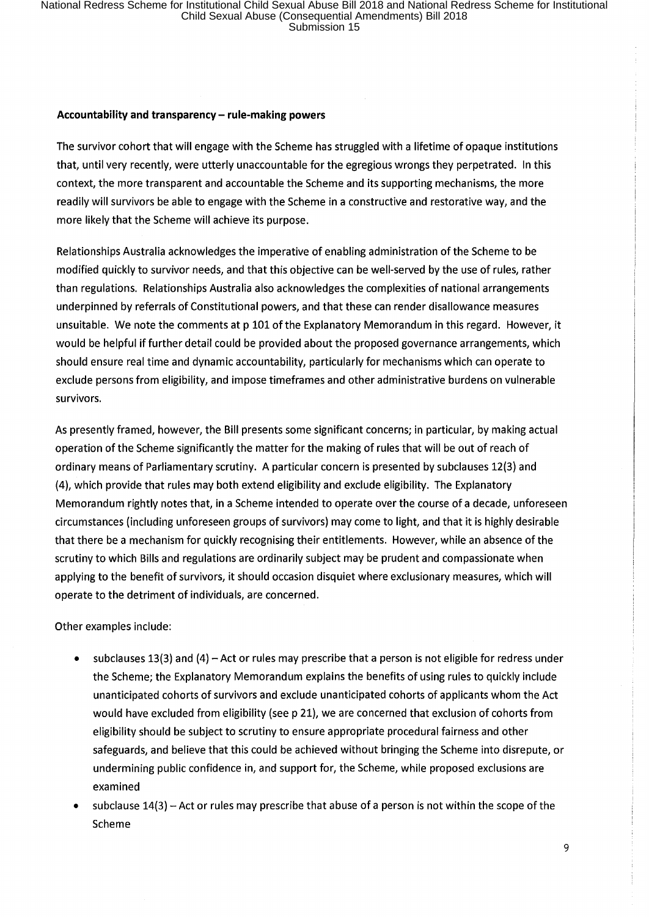**Accountability and transparency – rule-making powers**

The survivor cohort that will engage with the Scheme has struggled with a lifetime of opaque institutions that, until very recently, were utterly unaccountable for the egregious wrongs they perpetrated. In this context, the more transparent and accountable the Scheme and its supporting mechanisms, the more readily will survivors be able to engage with the Scheme in a constructive and restorative way, and the more likely that the Scheme will achieve its purpose.

Relationships Australia acknowledges the imperative of enabling administration of the Scheme to be modified quickly to survivor needs, and that this objective can be well-served by the use of rules, rather than regulations. Relationships Australia also acknowledges the complexities of national arrangements underpinned by referrals of Constitutional powers, and that these can render disallowance measures unsuitable. We note the comments at p 101 of the Explanatory Memorandum in this regard. However, it would be helpful if further detail could be provided about the proposed governance arrangements, which should ensure real time and dynamic accountability, particularly for mechanisms which can operate to exclude persons from eligibility, and impose timeframes and other administrative burdens on vulnerable survivors.

As presently framed, however, the Bill presents some significant concerns; in particular, by making actual operation of the Scheme significantly the matter for the making of rules that will be out of reach of ordinary means of Parliamentary scrutiny. A particular concern is presented by subclauses 12(3) and (4), which provide that rules may both extend eligibility and exclude eligibility. The Explanatory Memorandum rightly notes that, in a Scheme intended to operate over the course of a decade, unforeseen circumstances (including unforeseen groups of survivors) may come to light, and that it is highly desirable that there be a mechanism for quickly recognising their entitlements. However, while an absence of the scrutiny to which Bills and regulations are ordinarily subject may be prudent and compassionate when applying to the benefit of survivors, it should occasion disquiet where exclusionary measures, which will operate to the detriment of individuals, are concerned.

Other examples include:

- subclauses 13(3) and (4) – Act or rules may prescribe that a person is not eligible for redress under the Scheme; the Explanatory Memorandum explains the benefits of using rules to quickly include unanticipated cohorts of survivors and exclude unanticipated cohorts of applicants whom the Act would have excluded from eligibility (see p 21), we are concerned that exclusion of cohorts from eligibility should be subject to scrutiny to ensure appropriate procedural fairness and other safeguards, and believe that this could be achieved without bringing the Scheme into disrepute, or undermining public confidence in, and support for, the Scheme, while proposed exclusions are examined
- subclause 14(3) – Act or rules may prescribe that abuse of a person is not within the scope of the Scheme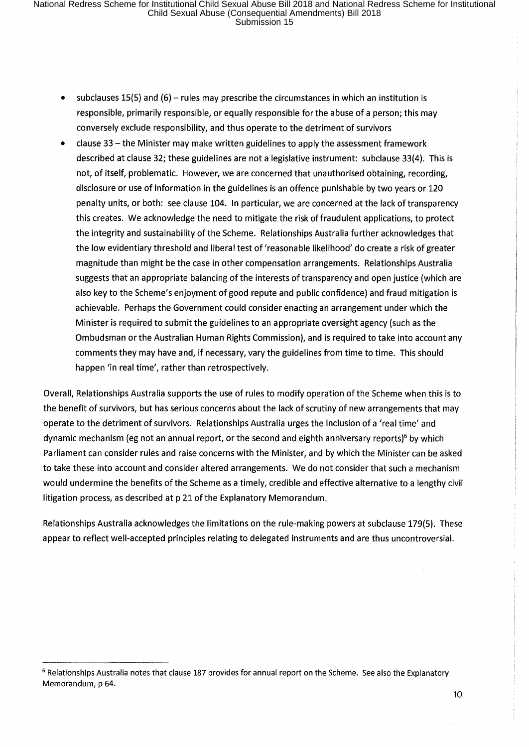- subclauses 15(5) and (6) – rules may prescribe the circumstances in which an institution is responsible, primarily responsible, or equally responsible for the abuse of a person; this may conversely exclude responsibility, and thus operate to the detriment of survivors
- clause 33 – the Minister may make written guidelines to apply the assessment framework described at clause 32; these guidelines are not a legislative instrument: subclause 33(4). This is not, of itself, problematic. However, we are concerned that unauthorised obtaining, recording, disclosure or use of information in the guidelines is an offence punishable by two years or 120 penalty units, or both: see clause 104. In particular, we are concerned at the lack of transparency this creates. We acknowledge the need to mitigate the risk of fraudulent applications, to protect the integrity and sustainability of the Scheme. Relationships Australia further acknowledges that the low evidentiary threshold and liberal test of 'reasonable likelihood' do create a risk of greater magnitude than might be the case in other compensation arrangements. Relationships Australia suggests that an appropriate balancing of the interests of transparency and open justice (which are also key to the Scheme's enjoyment of good repute and public confidence) and fraud mitigation is achievable. Perhaps the Government could consider enacting an arrangement under which the Minister is required to submit the guidelines to an appropriate oversight agency (such as the Ombudsman or the Australian Human Rights Commission), and is required to take into account any comments they may have and, if necessary, vary the guidelines from time to time. This should happen 'in real time', rather than retrospectively.

Overall, Relationships Australia supports the use of rules to modify operation of the Scheme when this is to the benefit of survivors, but has serious concerns about the lack of scrutiny of new arrangements that may operate to the detriment of survivors. Relationships Australia urges the inclusion of a 'real time' and dynamic mechanism (eg not an annual report, or the second and eighth anniversary reports)[6] by which Parliament can consider rules and raise concerns with the Minister, and by which the Minister can be asked to take these into account and consider altered arrangements. We do not consider that such a mechanism would undermine the benefits of the Scheme as a timely, credible and effective alternative to a lengthy civil litigation process, as described at p 21 of the Explanatory Memorandum.

Relationships Australia acknowledges the limitations on the rule-making powers at subclause 179(5). These appear to reflect well-accepted principles relating to delegated instruments and are thus uncontroversial.

---

[6] Relationships Australia notes that clause 187 provides for annual report on the Scheme. See also the Explanatory Memorandum, p 64.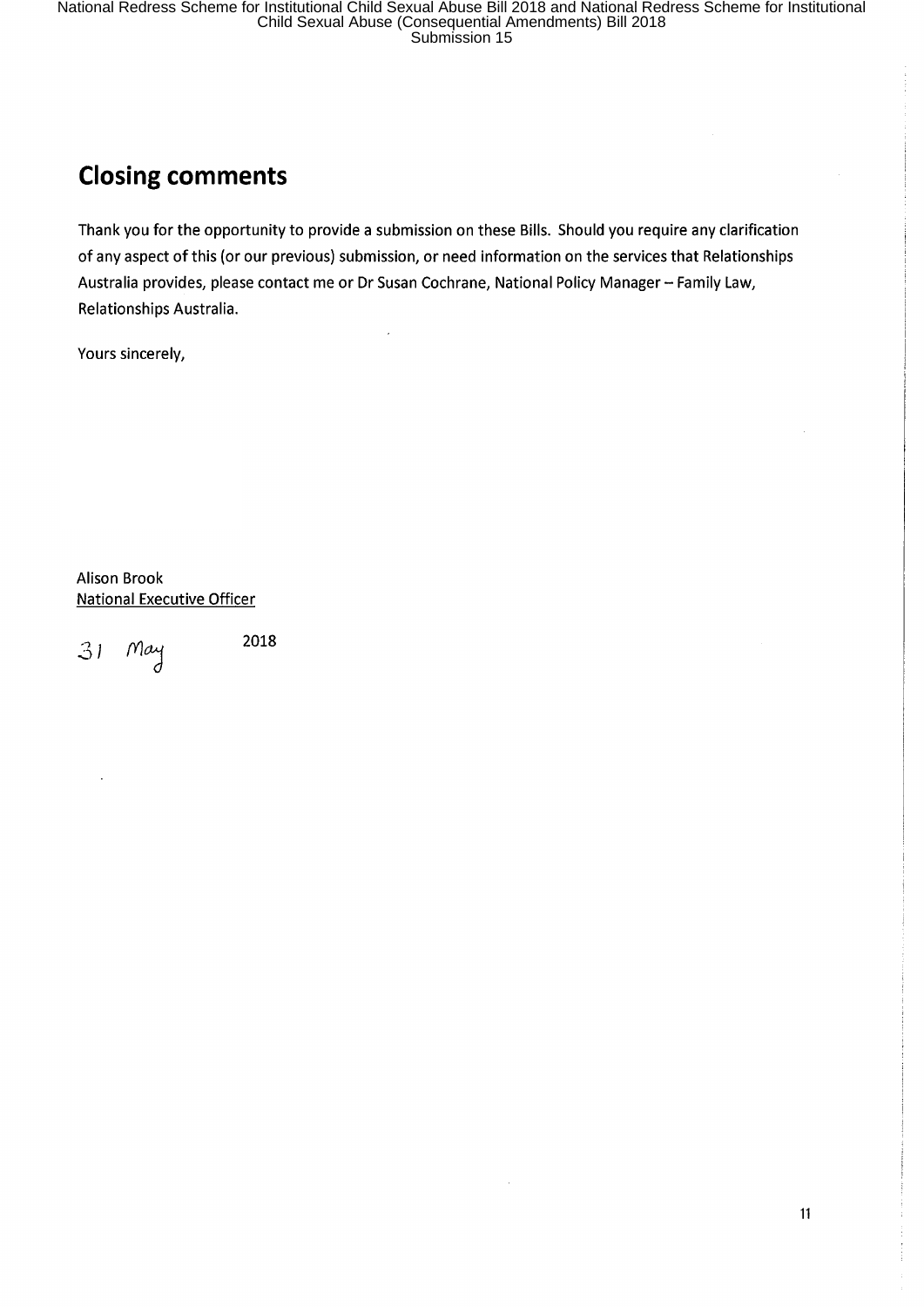## Closing comments

Thank you for the opportunity to provide a submission on these Bills. Should you require any clarification of any aspect of this (or our previous) submission, or need information on the services that Relationships Australia provides, please contact me or Dr Susan Cochrane, National Policy Manager – Family Law, Relationships Australia.

Yours sincerely,

Alison Brook
National Executive Officer

31 May 2018